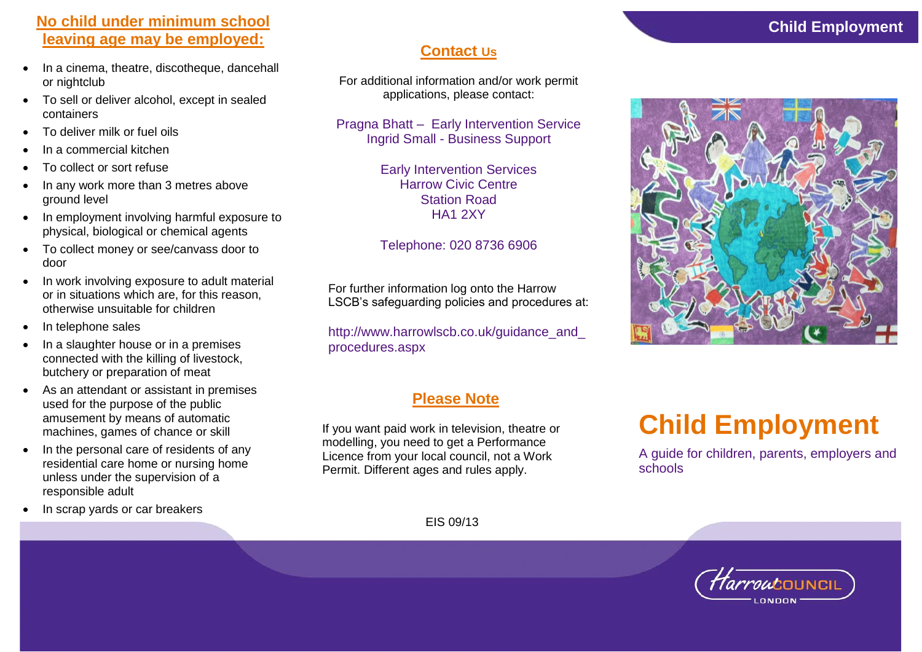## No child under minimum school leaving age may be employed:

- In a cinema, theatre, discotheque, dancehall or nightclub
- To sell or deliver alcohol, except in sealed containers
- To deliver milk or fuel oils
- In a commercial kitchen
- To collect or sort refuse
- In any work more than 3 metres above ground level
- In employment involving harmful exposure to physical, biological or chemical agents
- To collect money or see/canvass door to door
- In work involving exposure to adult material or in situations which are, for this reason, otherwise unsuitable for children
- In telephone sales
- In a slaughter house or in a premises connected with the killing of livestock, butchery or preparation of meat
- As an attendant or assistant in premises used for the purpose of the public amusement by means of automatic machines, games of chance or skill
- In the personal care of residents of any residential care home or nursing home unless under the supervision of a responsible adult
- In scrap yards or car breakers

## Contact Us

For additional information and/or work permit applications, please contact:

Pragna Bhatt – Early Intervention Service
Ingrid Small - Business Support

Early Intervention Services
Harrow Civic Centre
Station Road
HA1 2XY

Telephone: 020 8736 6906

For further information log onto the Harrow LSCB's safeguarding policies and procedures at:

http://www.harrowlscb.co.uk/guidance_and_procedures.aspx

## Please Note

If you want paid work in television, theatre or modelling, you need to get a Performance Licence from your local council, not a Work Permit. Different ages and rules apply.

EIS 09/13

# Child Employment

A guide for children, parents, employers and schools

Harrow Council London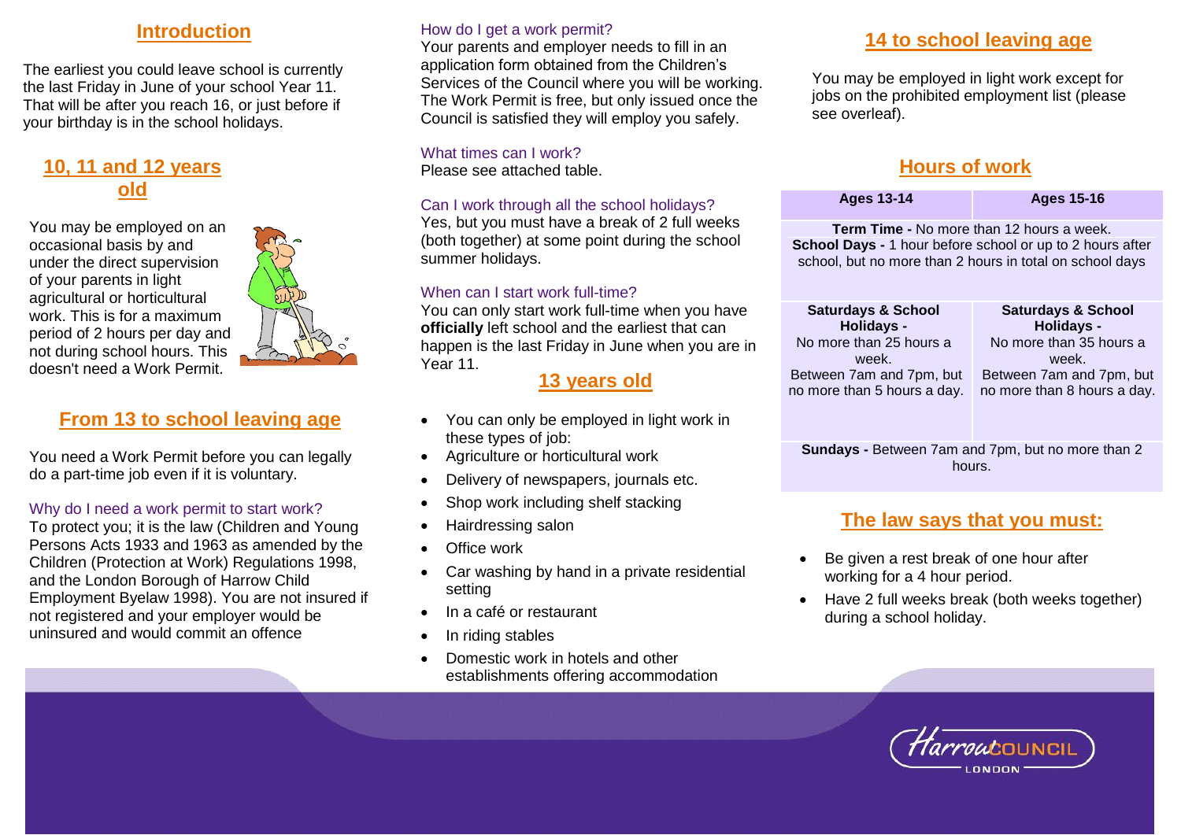## Introduction

The earliest you could leave school is currently the last Friday in June of your school Year 11. That will be after you reach 16, or just before if your birthday is in the school holidays.

## 10, 11 and 12 years old

You may be employed on an occasional basis by and under the direct supervision of your parents in light agricultural or horticultural work. This is for a maximum period of 2 hours per day and not during school hours. This doesn't need a Work Permit.

## From 13 to school leaving age

You need a Work Permit before you can legally do a part-time job even if it is voluntary.

### Why do I need a work permit to start work?

To protect you; it is the law (Children and Young Persons Acts 1933 and 1963 as amended by the Children (Protection at Work) Regulations 1998, and the London Borough of Harrow Child Employment Byelaw 1998). You are not insured if not registered and your employer would be uninsured and would commit an offence

### How do I get a work permit?

Your parents and employer needs to fill in an application form obtained from the Children's Services of the Council where you will be working. The Work Permit is free, but only issued once the Council is satisfied they will employ you safely.

### What times can I work?

Please see attached table.

### Can I work through all the school holidays?

Yes, but you must have a break of 2 full weeks (both together) at some point during the school summer holidays.

### When can I start work full-time?

You can only start work full-time when you have **officially** left school and the earliest that can happen is the last Friday in June when you are in Year 11.

## 13 years old

- You can only be employed in light work in these types of job:
- Agriculture or horticultural work
- Delivery of newspapers, journals etc.
- Shop work including shelf stacking
- Hairdressing salon
- Office work
- Car washing by hand in a private residential setting
- In a café or restaurant
- In riding stables
- Domestic work in hotels and other establishments offering accommodation

## 14 to school leaving age

You may be employed in light work except for jobs on the prohibited employment list (please see overleaf).

## Hours of work

| Ages 13-14 | Ages 15-16 |
|---|---|
| **Term Time -** No more than 12 hours a week. **School Days -** 1 hour before school or up to 2 hours after school, but no more than 2 hours in total on school days | |
| **Saturdays & School Holidays -** No more than 25 hours a week. Between 7am and 7pm, but no more than 5 hours a day. | **Saturdays & School Holidays -** No more than 35 hours a week. Between 7am and 7pm, but no more than 8 hours a day. |
| **Sundays -** Between 7am and 7pm, but no more than 2 hours. | |

## The law says that you must:

- Be given a rest break of one hour after working for a 4 hour period.
- Have 2 full weeks break (both weeks together) during a school holiday.

Harrow COUNCIL LONDON